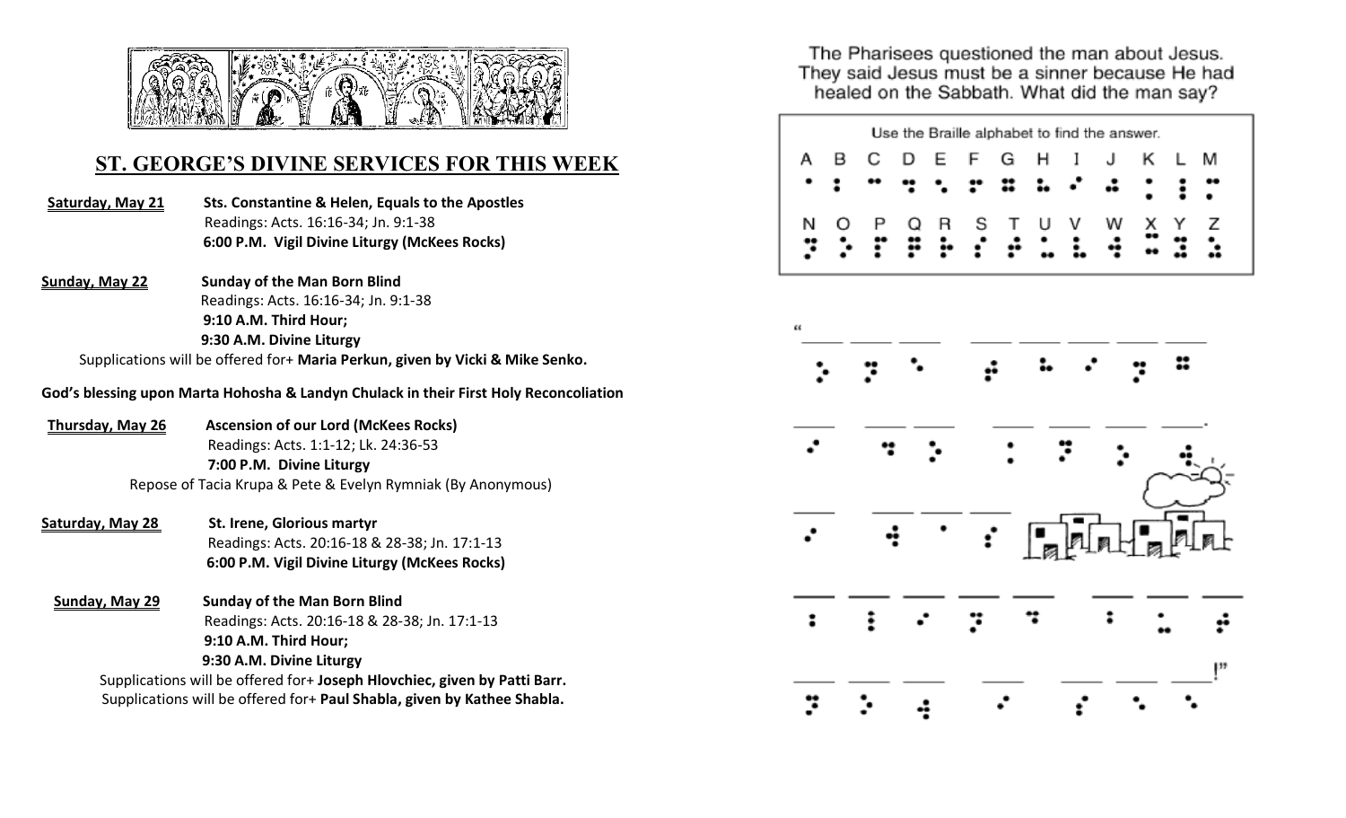## ST. GEORGE'S DIVINE SERVICES FOR THIS WEEK

**Saturday, May 21** — **Sts. Constantine & Helen, Equals to the Apostles**
Readings: Acts. 16:16-34; Jn. 9:1-38
**6:00 P.M. Vigil Divine Liturgy (McKees Rocks)**

**Sunday, May 22** — **Sunday of the Man Born Blind**
Readings: Acts. 16:16-34; Jn. 9:1-38
**9:10 A.M. Third Hour;**
**9:30 A.M. Divine Liturgy**

Supplications will be offered for+ **Maria Perkun, given by Vicki & Mike Senko.**

**God's blessing upon Marta Hohosha & Landyn Chulack in their First Holy Reconcoliation**

**Thursday, May 26** — **Ascension of our Lord (McKees Rocks)**
Readings: Acts. 1:1-12; Lk. 24:36-53
**7:00 P.M. Divine Liturgy**

Repose of Tacia Krupa & Pete & Evelyn Rymniak (By Anonymous)

**Saturday, May 28** — **St. Irene, Glorious martyr**
Readings: Acts. 20:16-18 & 28-38; Jn. 17:1-13
**6:00 P.M. Vigil Divine Liturgy (McKees Rocks)**

**Sunday, May 29** — **Sunday of the Man Born Blind**
Readings: Acts. 20:16-18 & 28-38; Jn. 17:1-13
**9:10 A.M. Third Hour;**
**9:30 A.M. Divine Liturgy**

Supplications will be offered for+ **Joseph Hlovchiec, given by Patti Barr.**
Supplications will be offered for+ **Paul Shabla, given by Kathee Shabla.**

The Pharisees questioned the man about Jesus. They said Jesus must be a sinner because He had healed on the Sabbath. What did the man say?

Use the Braille alphabet to find the answer.

"\_\_\_ \_\_\_ \_\_\_   \_\_\_ \_\_\_ \_\_\_ \_\_\_ \_\_\_
\_\_\_   \_\_\_ \_\_\_   \_\_\_ \_\_\_ \_\_\_ \_\_\_.
\_\_\_   \_\_\_ \_\_\_ \_\_\_
\_\_\_ \_\_\_ \_\_\_ \_\_\_ \_\_\_   \_\_\_ \_\_\_ \_\_\_
\_\_\_ \_\_\_ \_\_\_   \_\_\_   \_\_\_ \_\_\_ \_\_\_!"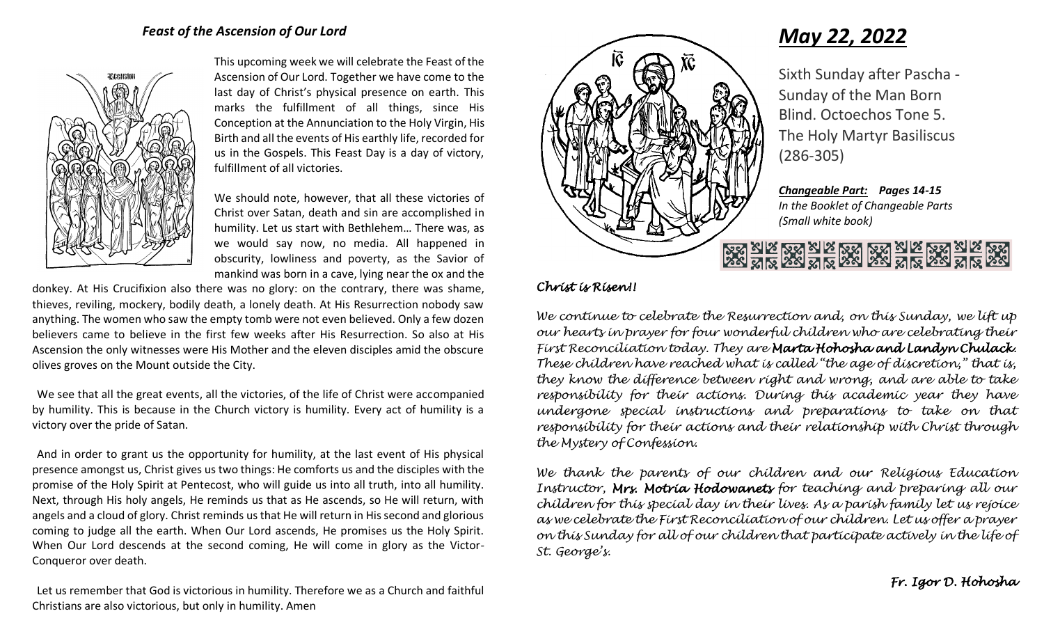### *Feast of the Ascension of Our Lord*

This upcoming week we will celebrate the Feast of the Ascension of Our Lord. Together we have come to the last day of Christ's physical presence on earth. This marks the fulfillment of all things, since His Conception at the Annunciation to the Holy Virgin, His Birth and all the events of His earthly life, recorded for us in the Gospels. This Feast Day is a day of victory, fulfillment of all victories.

We should note, however, that all these victories of Christ over Satan, death and sin are accomplished in humility. Let us start with Bethlehem… There was, as we would say now, no media. All happened in obscurity, lowliness and poverty, as the Savior of mankind was born in a cave, lying near the ox and the donkey. At His Crucifixion also there was no glory: on the contrary, there was shame, thieves, reviling, mockery, bodily death, a lonely death. At His Resurrection nobody saw anything. The women who saw the empty tomb were not even believed. Only a few dozen believers came to believe in the first few weeks after His Resurrection. So also at His Ascension the only witnesses were His Mother and the eleven disciples amid the obscure olives groves on the Mount outside the City.

We see that all the great events, all the victories, of the life of Christ were accompanied by humility. This is because in the Church victory is humility. Every act of humility is a victory over the pride of Satan.

And in order to grant us the opportunity for humility, at the last event of His physical presence amongst us, Christ gives us two things: He comforts us and the disciples with the promise of the Holy Spirit at Pentecost, who will guide us into all truth, into all humility. Next, through His holy angels, He reminds us that as He ascends, so He will return, with angels and a cloud of glory. Christ reminds us that He will return in His second and glorious coming to judge all the earth. When Our Lord ascends, He promises us the Holy Spirit. When Our Lord descends at the second coming, He will come in glory as the Victor-Conqueror over death.

Let us remember that God is victorious in humility. Therefore we as a Church and faithful Christians are also victorious, but only in humility. Amen

# *May 22, 2022*

Sixth Sunday after Pascha - Sunday of the Man Born Blind. Octoechos Tone 5. The Holy Martyr Basiliscus (286-305)

***Changeable Part:*** ***Pages 14-15***
*In the Booklet of Changeable Parts (Small white book)*

*Christ is Risen!!*

*We continue to celebrate the Resurrection and, on this Sunday, we lift up our hearts in prayer for four wonderful children who are celebrating their First Reconciliation today. They are **Marta Hohosha and Landyn Chulack**. These children have reached what is called "the age of discretion," that is, they know the difference between right and wrong, and are able to take responsibility for their actions. During this academic year they have undergone special instructions and preparations to take on that responsibility for their actions and their relationship with Christ through the Mystery of Confession.*

*We thank the parents of our children and our Religious Education Instructor, **Mrs. Motria Hodowanets** for teaching and preparing all our children for this special day in their lives. As a parish family let us rejoice as we celebrate the First Reconciliation of our children. Let us offer a prayer on this Sunday for all of our children that participate actively in the life of St. George's.*

***Fr. Igor D. Hohosha***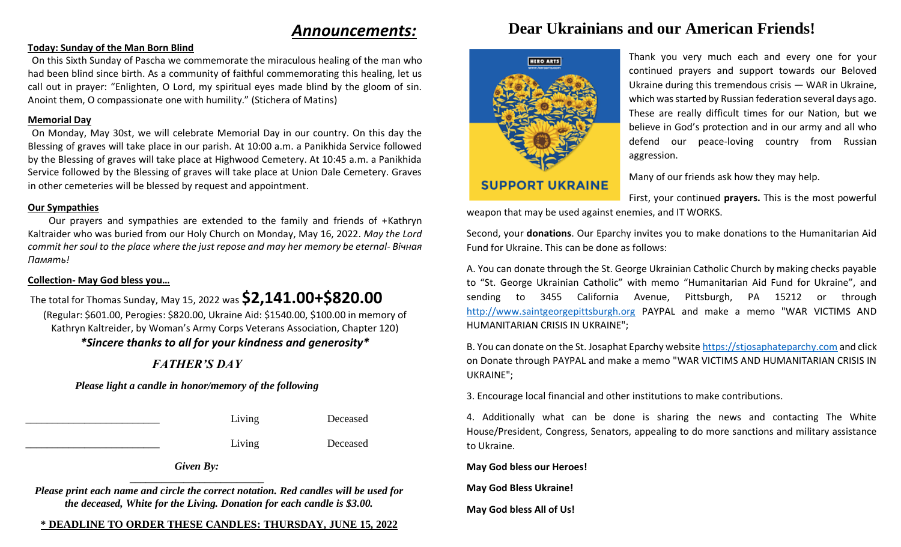# *Announcements:*

**Today: Sunday of the Man Born Blind**

On this Sixth Sunday of Pascha we commemorate the miraculous healing of the man who had been blind since birth. As a community of faithful commemorating this healing, let us call out in prayer: "Enlighten, O Lord, my spiritual eyes made blind by the gloom of sin. Anoint them, O compassionate one with humility." (Stichera of Matins)

**Memorial Day**

On Monday, May 30st, we will celebrate Memorial Day in our country. On this day the Blessing of graves will take place in our parish. At 10:00 a.m. a Panikhida Service followed by the Blessing of graves will take place at Highwood Cemetery. At 10:45 a.m. a Panikhida Service followed by the Blessing of graves will take place at Union Dale Cemetery. Graves in other cemeteries will be blessed by request and appointment.

**Our Sympathies**

Our prayers and sympathies are extended to the family and friends of +Kathryn Kaltraider who was buried from our Holy Church on Monday, May 16, 2022. *May the Lord commit her soul to the place where the just repose and may her memory be eternal- Вічная Память!*

**Collection- May God bless you…**

The total for Thomas Sunday, May 15, 2022 was **$2,141.00+$820.00**

(Regular: $601.00, Perogies: $820.00, Ukraine Aid: $1540.00, $100.00 in memory of Kathryn Kaltreider, by Woman's Army Corps Veterans Association, Chapter 120)

***Sincere thanks to all for your kindness and generosity***

## *FATHER'S DAY*

***Please light a candle in honor/memory of the following***

_________________________ Living Deceased

_________________________ Living Deceased

***Given By:*** _________________________

***Please print each name and circle the correct notation. Red candles will be used for the deceased, White for the Living. Donation for each candle is $3.00.***

**\* DEADLINE TO ORDER THESE CANDLES: THURSDAY, JUNE 15, 2022**

# Dear Ukrainians and our American Friends!

HERO ARTS

SUPPORT UKRAINE

Thank you very much each and every one for your continued prayers and support towards our Beloved Ukraine during this tremendous crisis — WAR in Ukraine, which was started by Russian federation several days ago. These are really difficult times for our Nation, but we believe in God's protection and in our army and all who defend our peace-loving country from Russian aggression.

Many of our friends ask how they may help.

First, your continued **prayers.** This is the most powerful weapon that may be used against enemies, and IT WORKS.

Second, your **donations**. Our Eparchy invites you to make donations to the Humanitarian Aid Fund for Ukraine. This can be done as follows:

A. You can donate through the St. George Ukrainian Catholic Church by making checks payable to "St. George Ukrainian Catholic" with memo "Humanitarian Aid Fund for Ukraine", and sending to 3455 California Avenue, Pittsburgh, PA 15212 or through http://www.saintgeorgepittsburgh.org PAYPAL and make a memo "WAR VICTIMS AND HUMANITARIAN CRISIS IN UKRAINE";

B. You can donate on the St. Josaphat Eparchy website https://stjosaphateparchy.com and click on Donate through PAYPAL and make a memo "WAR VICTIMS AND HUMANITARIAN CRISIS IN UKRAINE";

3. Encourage local financial and other institutions to make contributions.

4. Additionally what can be done is sharing the news and contacting The White House/President, Congress, Senators, appealing to do more sanctions and military assistance to Ukraine.

**May God bless our Heroes!**

**May God Bless Ukraine!**

**May God bless All of Us!**